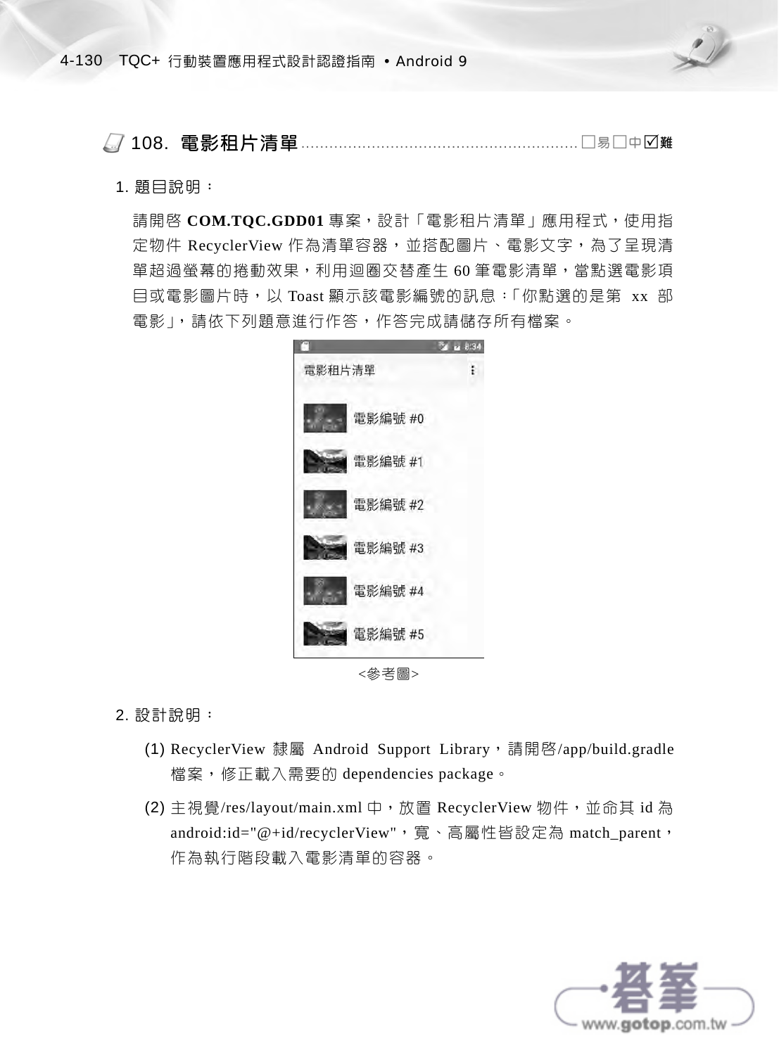## 108. 電影租片清單 ………………………………………………… □易□中☑難

1. 題目說明：

請開啓 **COM.TQC.GDD01** 專案，設計「電影租片清單」應用程式，使用指定物件 RecyclerView 作為清單容器，並搭配圖片、電影文字，為了呈現清單超過螢幕的捲動效果，利用迴圈交替產生 60 筆電影清單，當點選電影項目或電影圖片時，以 Toast 顯示該電影編號的訊息：「你點選的是第 xx 部電影」，請依下列題意進行作答，作答完成請儲存所有檔案。

<參考圖>

2. 設計說明：

   (1) RecyclerView 隸屬 Android Support Library，請開啓/app/build.gradle 檔案，修正載入需要的 dependencies package。

   (2) 主視覺/res/layout/main.xml 中，放置 RecyclerView 物件，並命其 id 為 android:id="@+id/recyclerView"，寬、高屬性皆設定為 match_parent，作為執行階段載入電影清單的容器。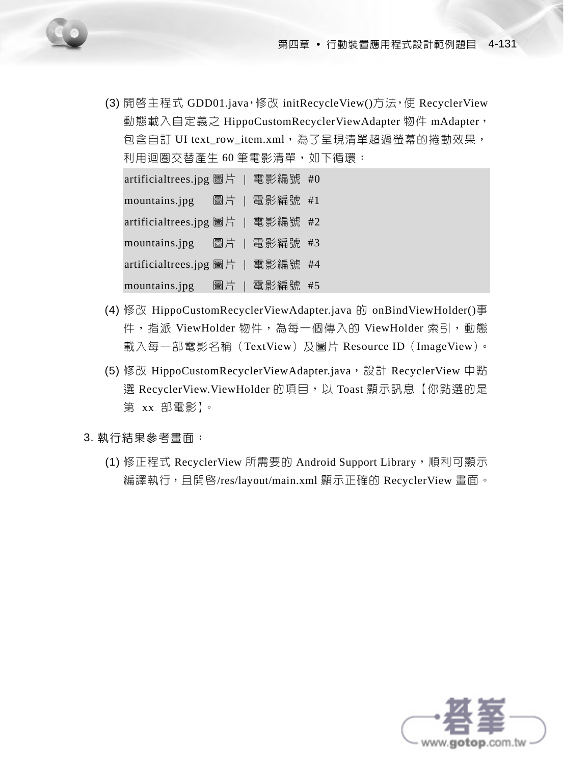(3) 開啓主程式 GDD01.java，修改 initRecycleView()方法，使 RecyclerView 動態載入自定義之 HippoCustomRecyclerViewAdapter 物件 mAdapter，包含自訂 UI text_row_item.xml，為了呈現清單超過螢幕的捲動效果，利用迴圈交替產生 60 筆電影清單，如下循環：

```
artificialtrees.jpg 圖片 | 電影編號 #0
mountains.jpg       圖片 | 電影編號 #1
artificialtrees.jpg 圖片 | 電影編號 #2
mountains.jpg       圖片 | 電影編號 #3
artificialtrees.jpg 圖片 | 電影編號 #4
mountains.jpg       圖片 | 電影編號 #5
```

(4) 修改 HippoCustomRecyclerViewAdapter.java 的 onBindViewHolder()事件，指派 ViewHolder 物件，為每一個傳入的 ViewHolder 索引，動態載入每一部電影名稱（TextView）及圖片 Resource ID（ImageView）。

(5) 修改 HippoCustomRecyclerViewAdapter.java，設計 RecyclerView 中點選 RecyclerView.ViewHolder 的項目，以 Toast 顯示訊息【你點選的是第 xx 部電影】。

3. 執行結果參考畫面：

(1) 修正程式 RecyclerView 所需要的 Android Support Library，順利可顯示編譯執行，且開啓/res/layout/main.xml 顯示正確的 RecyclerView 畫面。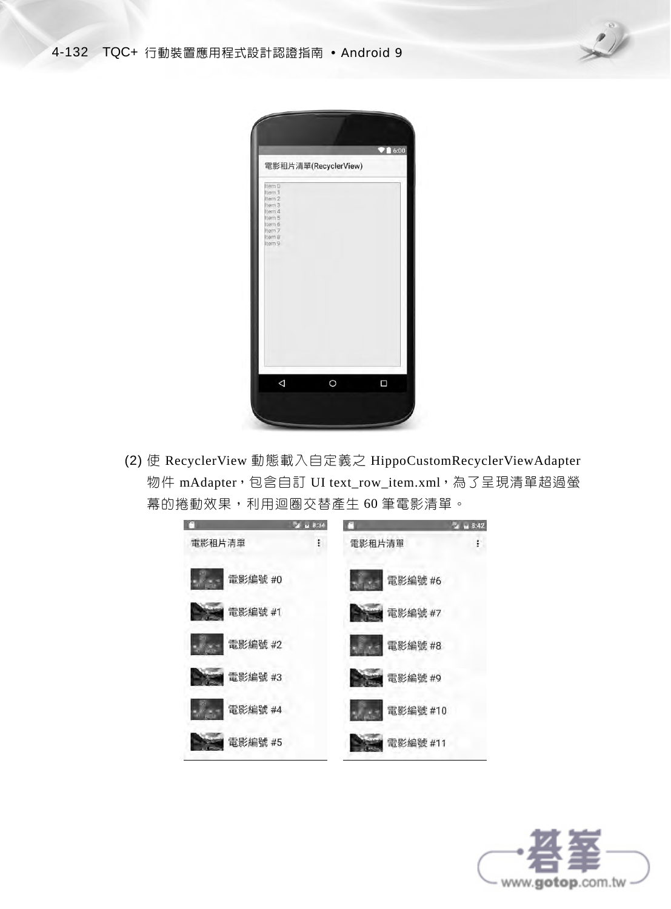(2) 使 RecyclerView 動態載入自定義之 HippoCustomRecyclerViewAdapter 物件 mAdapter，包含自訂 UI text_row_item.xml，為了呈現清單超過螢幕的捲動效果，利用迴圈交替產生 60 筆電影清單。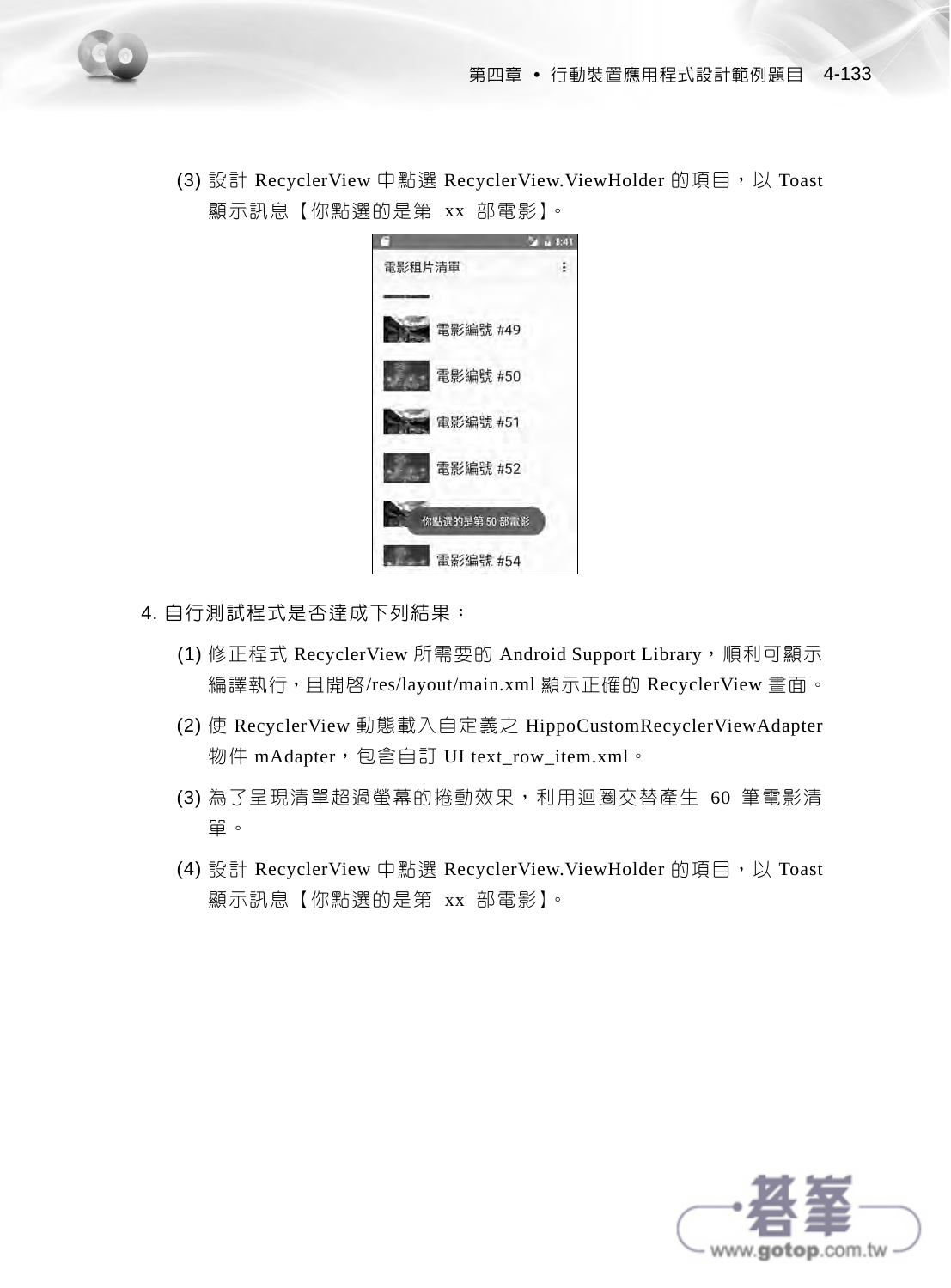(3) 設計 RecyclerView 中點選 RecyclerView.ViewHolder 的項目，以 Toast 顯示訊息【你點選的是第 xx 部電影】。

4. 自行測試程式是否達成下列結果：

(1) 修正程式 RecyclerView 所需要的 Android Support Library，順利可顯示編譯執行，且開啓/res/layout/main.xml 顯示正確的 RecyclerView 畫面。

(2) 使 RecyclerView 動態載入自定義之 HippoCustomRecyclerViewAdapter 物件 mAdapter，包含自訂 UI text_row_item.xml。

(3) 為了呈現清單超過螢幕的捲動效果，利用迴圈交替產生 60 筆電影清單。

(4) 設計 RecyclerView 中點選 RecyclerView.ViewHolder 的項目，以 Toast 顯示訊息【你點選的是第 xx 部電影】。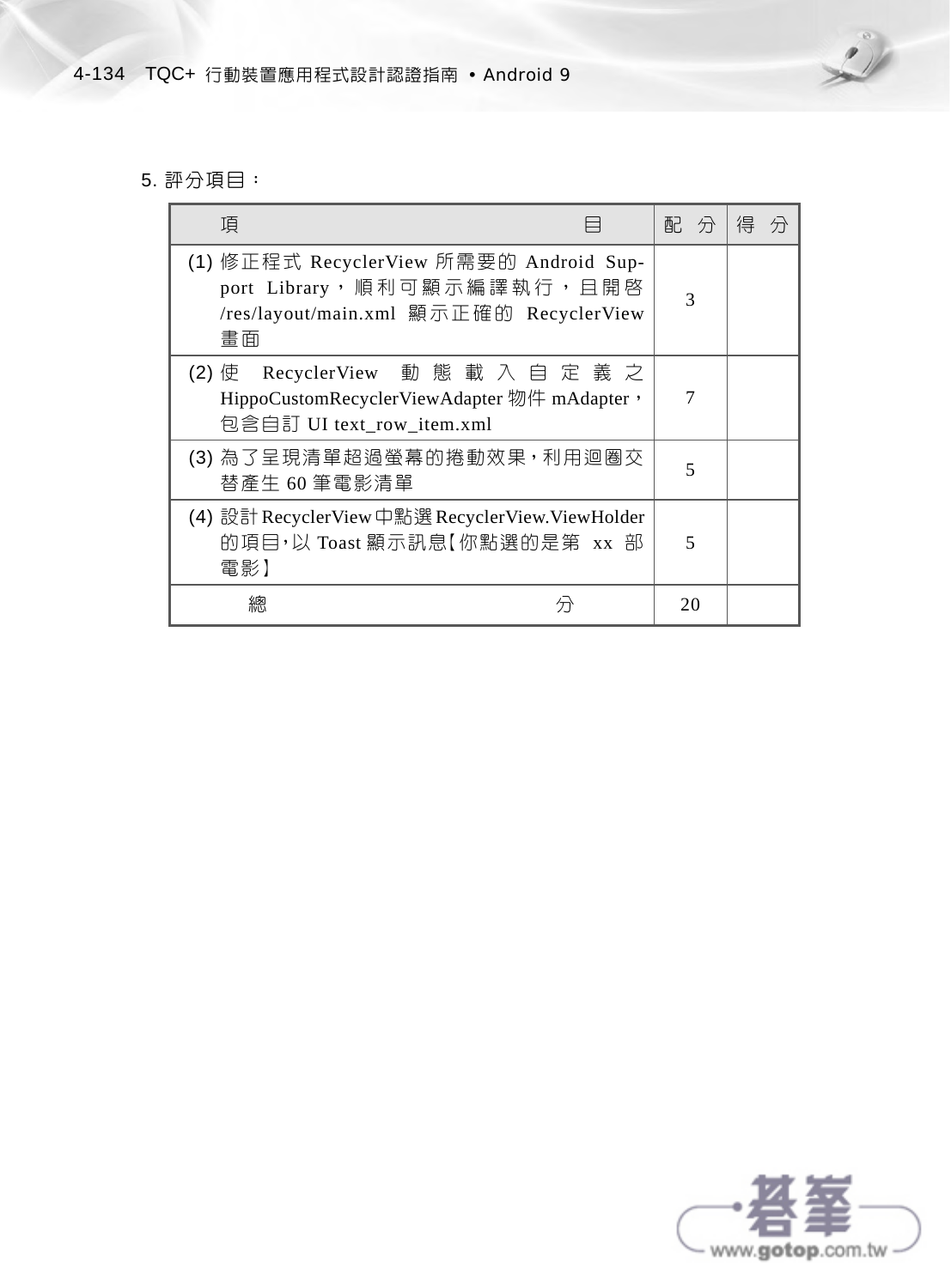5. 評分項目：

| 項　　　　　　　　　　　　　　目 | 配 分 | 得 分 |
|---|---|---|
| (1) 修正程式 RecyclerView 所需要的 Android Support Library，順利可顯示編譯執行，且開啟 /res/layout/main.xml 顯示正確的 RecyclerView 畫面 | 3 | |
| (2) 使 RecyclerView 動態載入自定義之 HippoCustomRecyclerViewAdapter 物件 mAdapter，包含自訂 UI text_row_item.xml | 7 | |
| (3) 為了呈現清單超過螢幕的捲動效果，利用迴圈交替產生 60 筆電影清單 | 5 | |
| (4) 設計 RecyclerView 中點選 RecyclerView.ViewHolder 的項目，以 Toast 顯示訊息【你點選的是第 xx 部電影】 | 5 | |
| 總　　　　　　　　　　　分 | 20 | |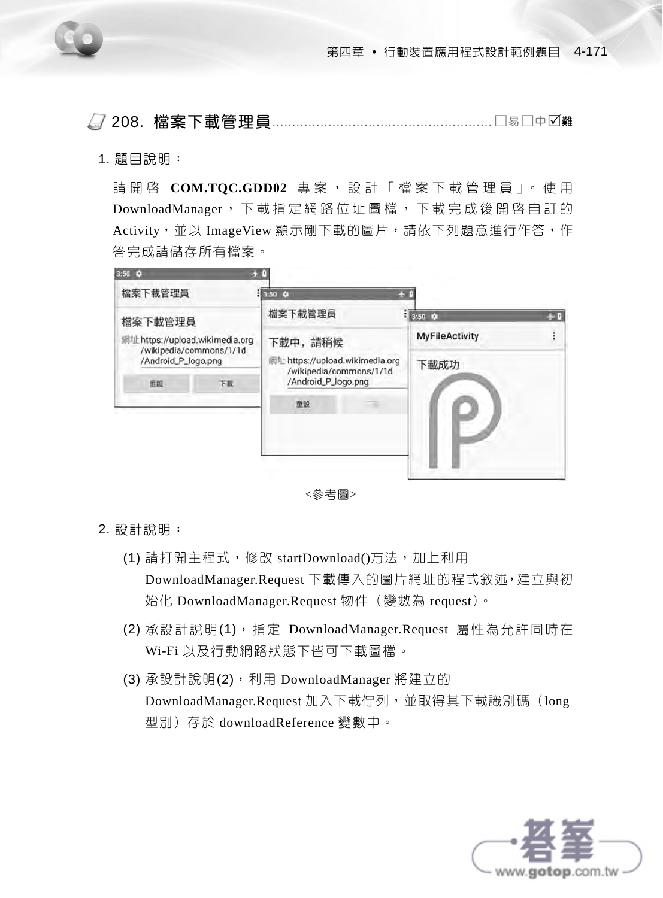## 208. 檔案下載管理員 ☐易☐中☑難

1. 題目說明：

請開啓 **COM.TQC.GDD02** 專案，設計「檔案下載管理員」。使用 DownloadManager，下載指定網路位址圖檔，下載完成後開啓自訂的 Activity，並以 ImageView 顯示剛下載的圖片，請依下列題意進行作答，作答完成請儲存所有檔案。

<參考圖>

2. 設計說明：

(1) 請打開主程式，修改 startDownload()方法，加上利用 DownloadManager.Request 下載傳入的圖片網址的程式敘述，建立與初始化 DownloadManager.Request 物件（變數為 request）。

(2) 承設計說明(1)，指定 DownloadManager.Request 屬性為允許同時在 Wi-Fi 以及行動網路狀態下皆可下載圖檔。

(3) 承設計說明(2)，利用 DownloadManager 將建立的 DownloadManager.Request 加入下載佇列，並取得其下載識別碼（long 型別）存於 downloadReference 變數中。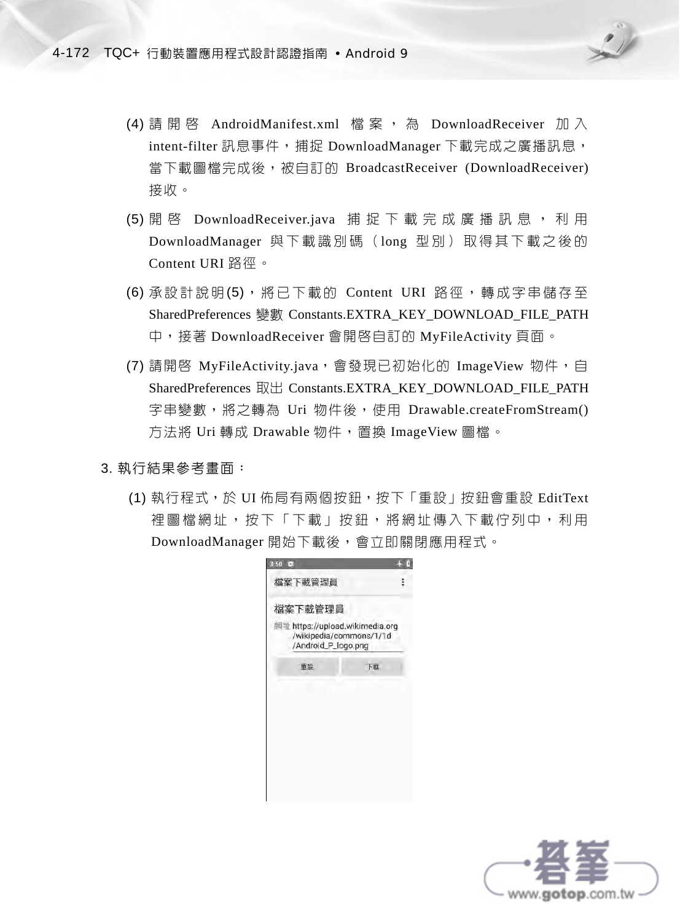(4) 請開啓 AndroidManifest.xml 檔案，為 DownloadReceiver 加入 intent-filter 訊息事件，捕捉 DownloadManager 下載完成之廣播訊息，當下載圖檔完成後，被自訂的 BroadcastReceiver (DownloadReceiver) 接收。

(5) 開啓 DownloadReceiver.java 捕捉下載完成廣播訊息，利用 DownloadManager 與下載識別碼（long 型別）取得其下載之後的 Content URI 路徑。

(6) 承設計說明(5)，將已下載的 Content URI 路徑，轉成字串儲存至 SharedPreferences 變數 Constants.EXTRA_KEY_DOWNLOAD_FILE_PATH 中，接著 DownloadReceiver 會開啓自訂的 MyFileActivity 頁面。

(7) 請開啓 MyFileActivity.java，會發現已初始化的 ImageView 物件，自 SharedPreferences 取出 Constants.EXTRA_KEY_DOWNLOAD_FILE_PATH 字串變數，將之轉為 Uri 物件後，使用 Drawable.createFromStream() 方法將 Uri 轉成 Drawable 物件，置換 ImageView 圖檔。

3. 執行結果參考畫面：

(1) 執行程式，於 UI 佈局有兩個按鈕，按下「重設」按鈕會重設 EditText 裡圖檔網址，按下「下載」按鈕，將網址傳入下載佇列中，利用 DownloadManager 開始下載後，會立即關閉應用程式。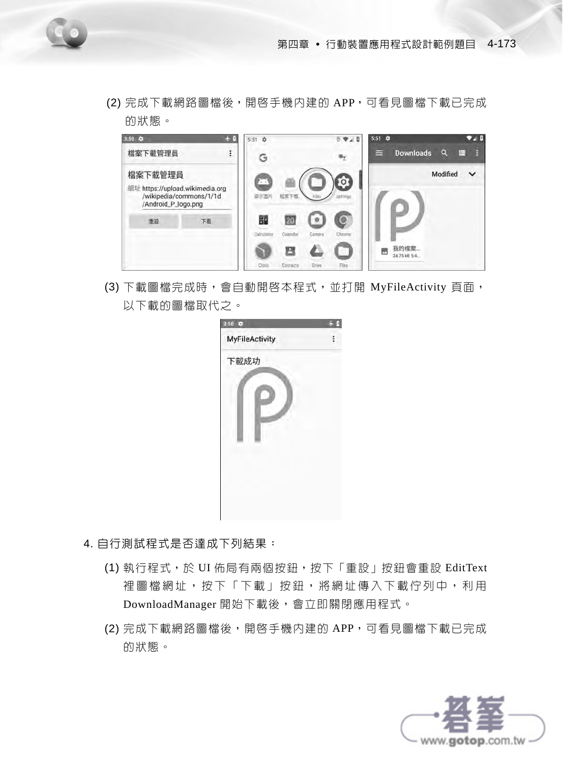(2) 完成下載網路圖檔後，開啟手機內建的 APP，可看見圖檔下載已完成的狀態。

(3) 下載圖檔完成時，會自動開啟本程式，並打開 MyFileActivity 頁面，以下載的圖檔取代之。

4. 自行測試程式是否達成下列結果：

(1) 執行程式，於 UI 佈局有兩個按鈕，按下「重設」按鈕會重設 EditText 裡圖檔網址，按下「下載」按鈕，將網址傳入下載佇列中，利用 DownloadManager 開始下載後，會立即關閉應用程式。

(2) 完成下載網路圖檔後，開啟手機內建的 APP，可看見圖檔下載已完成的狀態。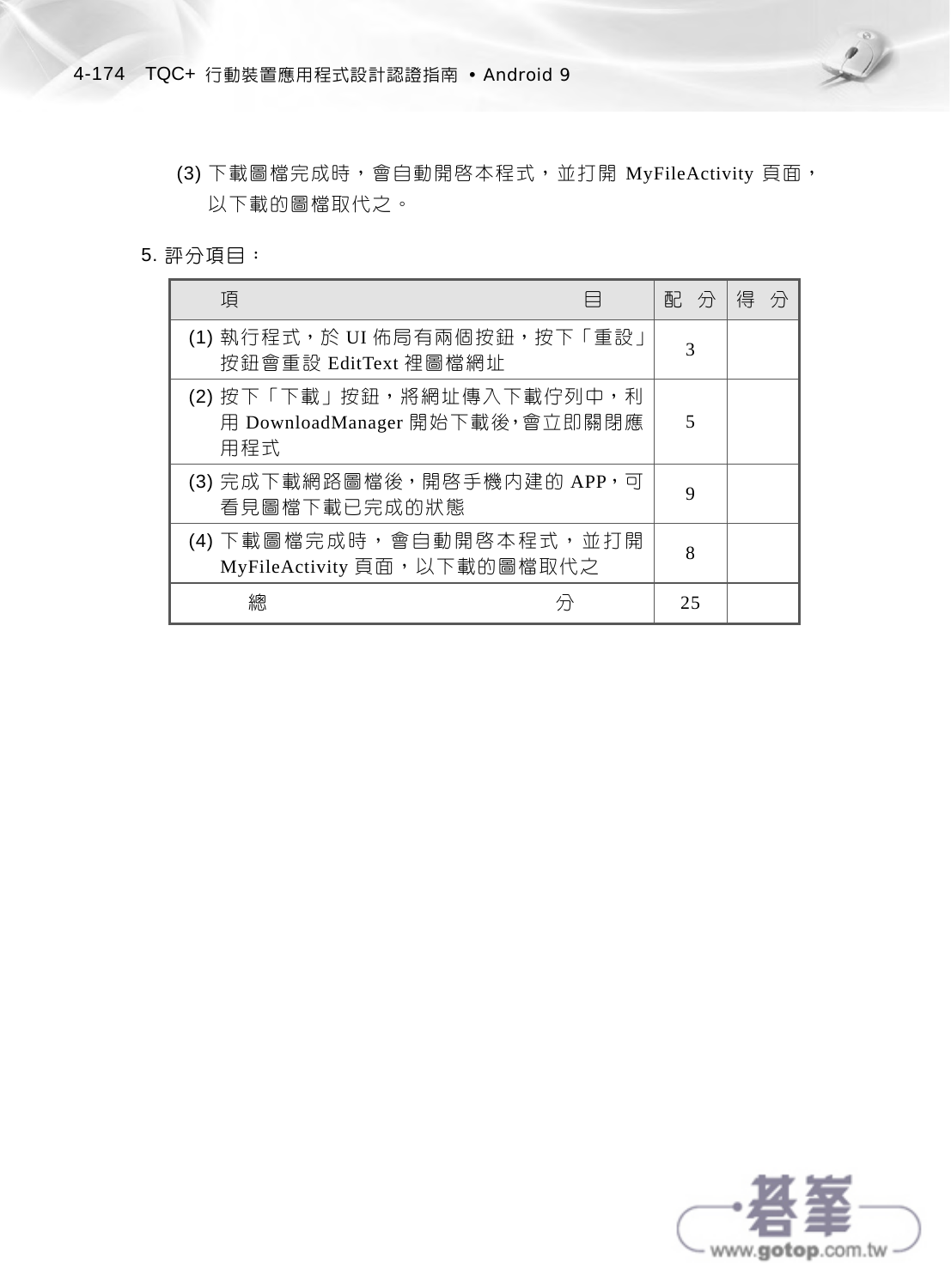(3) 下載圖檔完成時，會自動開啓本程式，並打開 MyFileActivity 頁面，以下載的圖檔取代之。

5. 評分項目：

| 項　　　　　　　　　　目 | 配 分 | 得 分 |
|---|---|---|
| (1) 執行程式，於 UI 佈局有兩個按鈕，按下「重設」按鈕會重設 EditText 裡圖檔網址 | 3 | |
| (2) 按下「下載」按鈕，將網址傳入下載佇列中，利用 DownloadManager 開始下載後，會立即關閉應用程式 | 5 | |
| (3) 完成下載網路圖檔後，開啓手機內建的 APP，可看見圖檔下載已完成的狀態 | 9 | |
| (4) 下載圖檔完成時，會自動開啓本程式，並打開 MyFileActivity 頁面，以下載的圖檔取代之 | 8 | |
| 總　　　　　　分 | 25 | |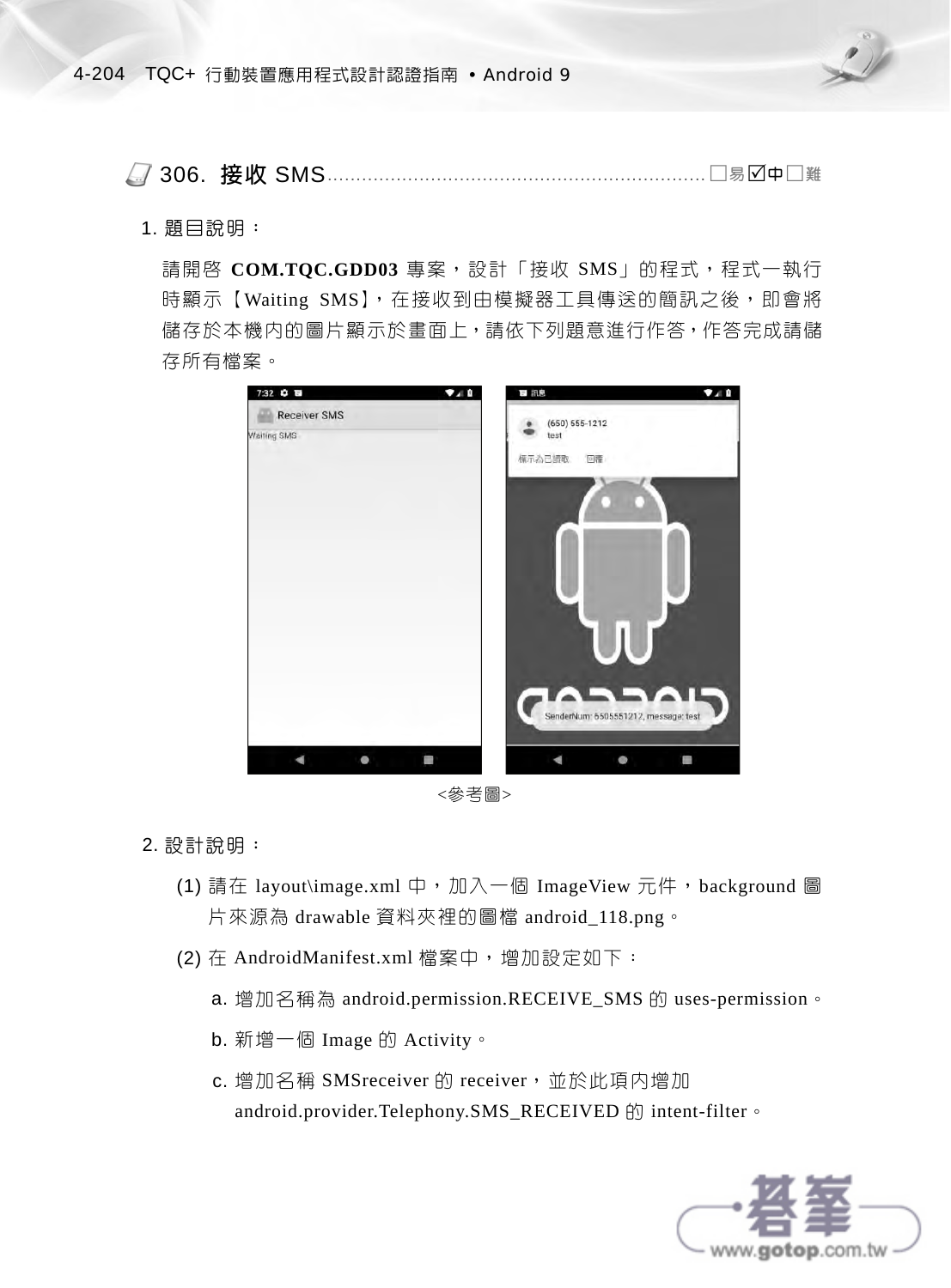## 306. 接收 SMS ………………………… □易☑中□難

1. 題目說明：

   請開啓 **COM.TQC.GDD03** 專案，設計「接收 SMS」的程式，程式一執行時顯示【Waiting SMS】，在接收到由模擬器工具傳送的簡訊之後，即會將儲存於本機內的圖片顯示於畫面上，請依下列題意進行作答，作答完成請儲存所有檔案。

<參考圖>

2. 設計說明：

   (1) 請在 layout\image.xml 中，加入一個 ImageView 元件，background 圖片來源為 drawable 資料夾裡的圖檔 android_118.png。

   (2) 在 AndroidManifest.xml 檔案中，增加設定如下：

      a. 增加名稱為 android.permission.RECEIVE_SMS 的 uses-permission。

      b. 新增一個 Image 的 Activity。

      c. 增加名稱 SMSreceiver 的 receiver，並於此項內增加 android.provider.Telephony.SMS_RECEIVED 的 intent-filter。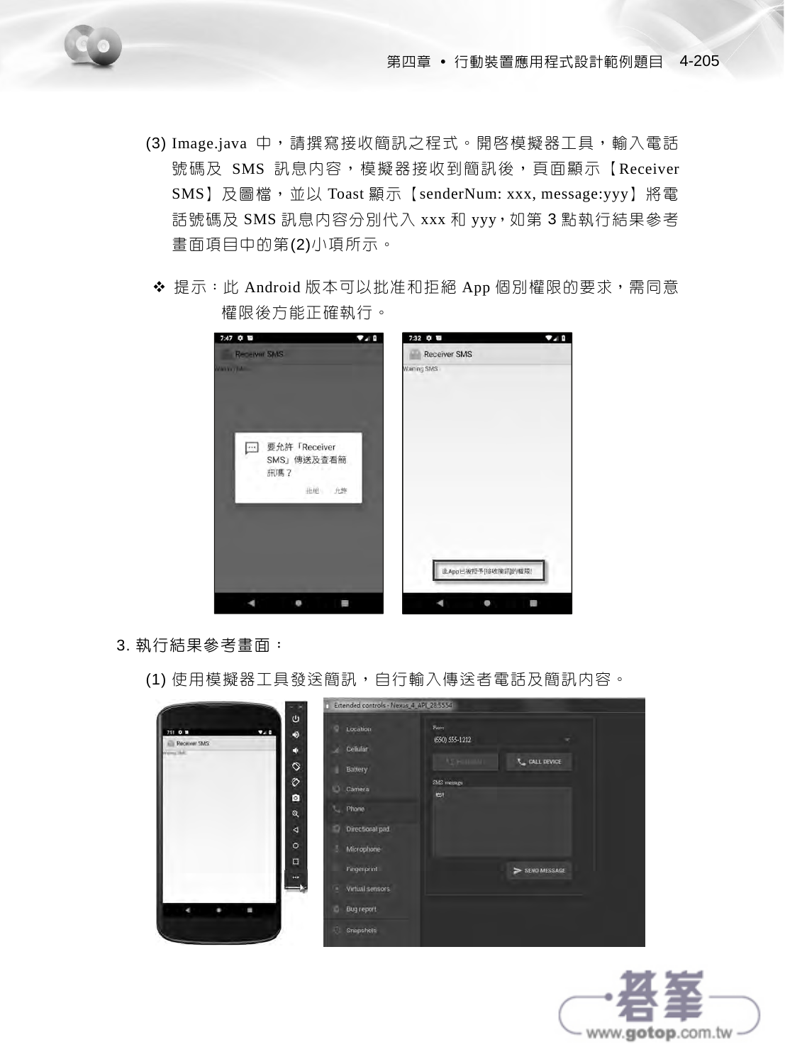(3) Image.java 中，請撰寫接收簡訊之程式。開啓模擬器工具，輸入電話號碼及 SMS 訊息內容，模擬器接收到簡訊後，頁面顯示【Receiver SMS】及圖檔，並以 Toast 顯示【senderNum: xxx, message:yyy】將電話號碼及 SMS 訊息內容分別代入 xxx 和 yyy，如第 3 點執行結果參考畫面項目中的第(2)小項所示。

❖ 提示：此 Android 版本可以批准和拒絕 App 個別權限的要求，需同意權限後方能正確執行。

3. 執行結果參考畫面：

(1) 使用模擬器工具發送簡訊，自行輸入傳送者電話及簡訊內容。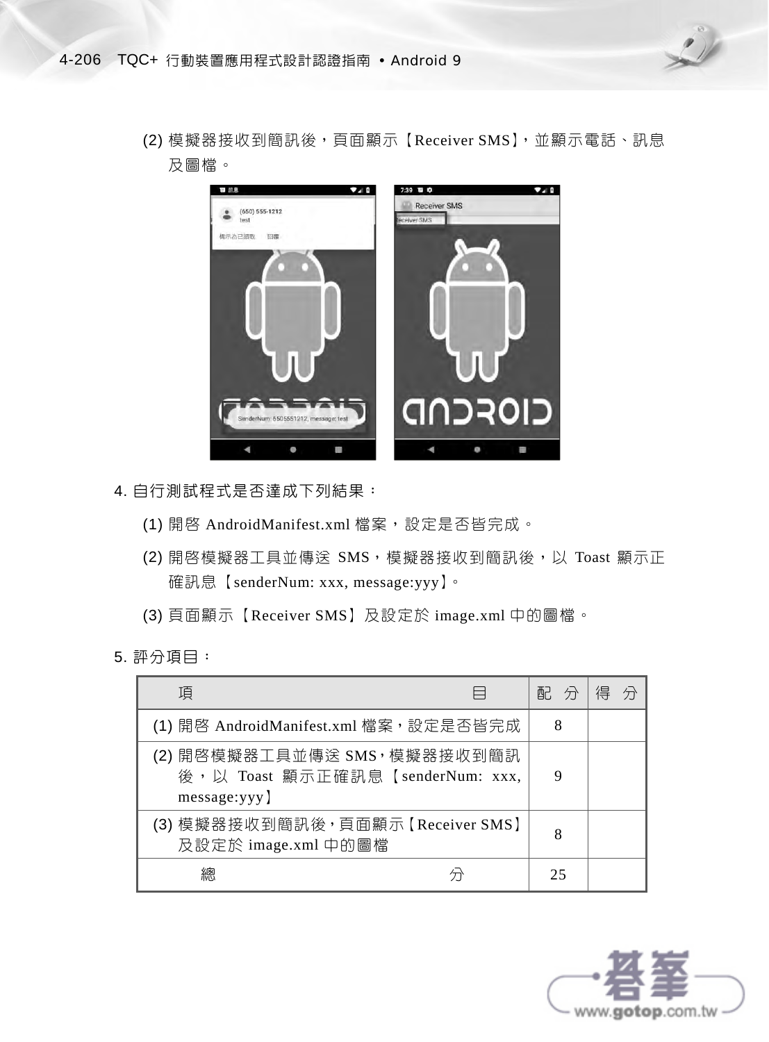(2) 模擬器接收到簡訊後，頁面顯示【Receiver SMS】，並顯示電話、訊息及圖檔。

4. 自行測試程式是否達成下列結果：

   (1) 開啓 AndroidManifest.xml 檔案，設定是否皆完成。

   (2) 開啓模擬器工具並傳送 SMS，模擬器接收到簡訊後，以 Toast 顯示正確訊息【senderNum: xxx, message:yyy】。

   (3) 頁面顯示【Receiver SMS】及設定於 image.xml 中的圖檔。

5. 評分項目：

| 項　目 | 配　分 | 得　分 |
|---|---|---|
| (1) 開啓 AndroidManifest.xml 檔案，設定是否皆完成 | 8 | |
| (2) 開啓模擬器工具並傳送 SMS，模擬器接收到簡訊後，以 Toast 顯示正確訊息【senderNum: xxx, message:yyy】 | 9 | |
| (3) 模擬器接收到簡訊後，頁面顯示【Receiver SMS】及設定於 image.xml 中的圖檔 | 8 | |
| 總　分 | 25 | |